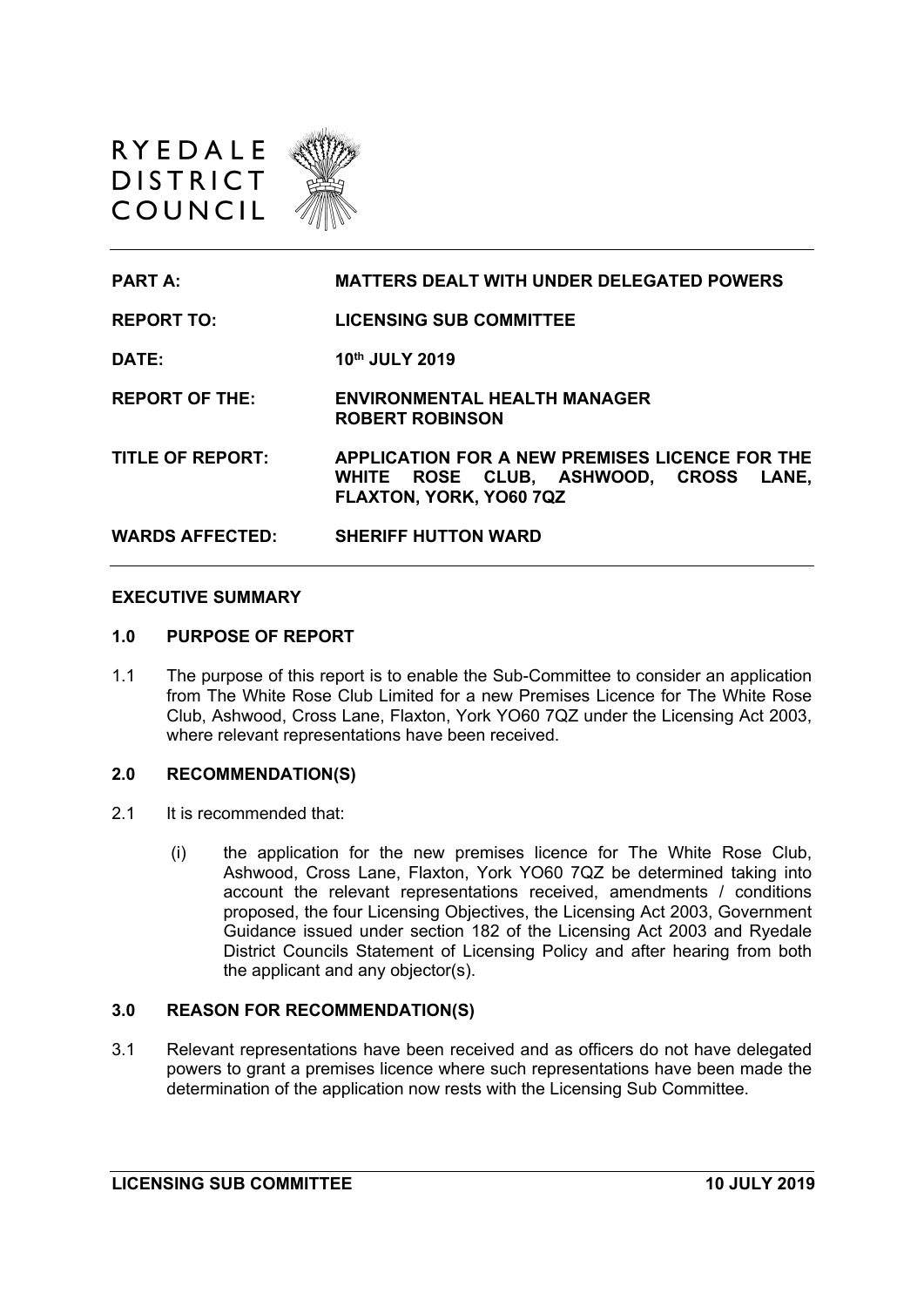RYEDALE DISTRICT COUNCIL

| | |
|---|---|
| **PART A:** | **MATTERS DEALT WITH UNDER DELEGATED POWERS** |
| **REPORT TO:** | **LICENSING SUB COMMITTEE** |
| **DATE:** | **10th JULY 2019** |
| **REPORT OF THE:** | **ENVIRONMENTAL HEALTH MANAGER ROBERT ROBINSON** |
| **TITLE OF REPORT:** | **APPLICATION FOR A NEW PREMISES LICENCE FOR THE WHITE ROSE CLUB, ASHWOOD, CROSS LANE, FLAXTON, YORK, YO60 7QZ** |
| **WARDS AFFECTED:** | **SHERIFF HUTTON WARD** |

## EXECUTIVE SUMMARY

### 1.0 PURPOSE OF REPORT

1.1 The purpose of this report is to enable the Sub-Committee to consider an application from The White Rose Club Limited for a new Premises Licence for The White Rose Club, Ashwood, Cross Lane, Flaxton, York YO60 7QZ under the Licensing Act 2003, where relevant representations have been received.

### 2.0 RECOMMENDATION(S)

2.1 It is recommended that:

(i) the application for the new premises licence for The White Rose Club, Ashwood, Cross Lane, Flaxton, York YO60 7QZ be determined taking into account the relevant representations received, amendments / conditions proposed, the four Licensing Objectives, the Licensing Act 2003, Government Guidance issued under section 182 of the Licensing Act 2003 and Ryedale District Councils Statement of Licensing Policy and after hearing from both the applicant and any objector(s).

### 3.0 REASON FOR RECOMMENDATION(S)

3.1 Relevant representations have been received and as officers do not have delegated powers to grant a premises licence where such representations have been made the determination of the application now rests with the Licensing Sub Committee.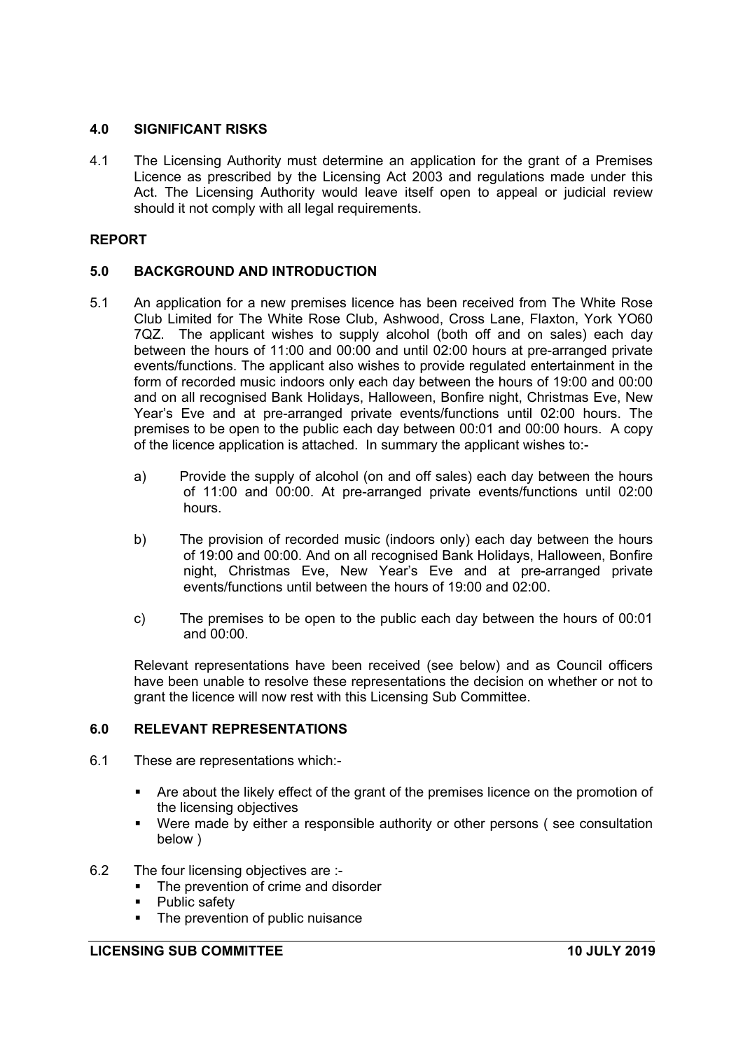### 4.0 SIGNIFICANT RISKS

4.1 The Licensing Authority must determine an application for the grant of a Premises Licence as prescribed by the Licensing Act 2003 and regulations made under this Act. The Licensing Authority would leave itself open to appeal or judicial review should it not comply with all legal requirements.

## REPORT

### 5.0 BACKGROUND AND INTRODUCTION

5.1 An application for a new premises licence has been received from The White Rose Club Limited for The White Rose Club, Ashwood, Cross Lane, Flaxton, York YO60 7QZ. The applicant wishes to supply alcohol (both off and on sales) each day between the hours of 11:00 and 00:00 and until 02:00 hours at pre-arranged private events/functions. The applicant also wishes to provide regulated entertainment in the form of recorded music indoors only each day between the hours of 19:00 and 00:00 and on all recognised Bank Holidays, Halloween, Bonfire night, Christmas Eve, New Year's Eve and at pre-arranged private events/functions until 02:00 hours. The premises to be open to the public each day between 00:01 and 00:00 hours. A copy of the licence application is attached. In summary the applicant wishes to:-

a) Provide the supply of alcohol (on and off sales) each day between the hours of 11:00 and 00:00. At pre-arranged private events/functions until 02:00 hours.

b) The provision of recorded music (indoors only) each day between the hours of 19:00 and 00:00. And on all recognised Bank Holidays, Halloween, Bonfire night, Christmas Eve, New Year's Eve and at pre-arranged private events/functions until between the hours of 19:00 and 02:00.

c) The premises to be open to the public each day between the hours of 00:01 and 00:00.

Relevant representations have been received (see below) and as Council officers have been unable to resolve these representations the decision on whether or not to grant the licence will now rest with this Licensing Sub Committee.

### 6.0 RELEVANT REPRESENTATIONS

6.1 These are representations which:-

- Are about the likely effect of the grant of the premises licence on the promotion of the licensing objectives
- Were made by either a responsible authority or other persons ( see consultation below )

6.2 The four licensing objectives are :-

- The prevention of crime and disorder
- Public safety
- The prevention of public nuisance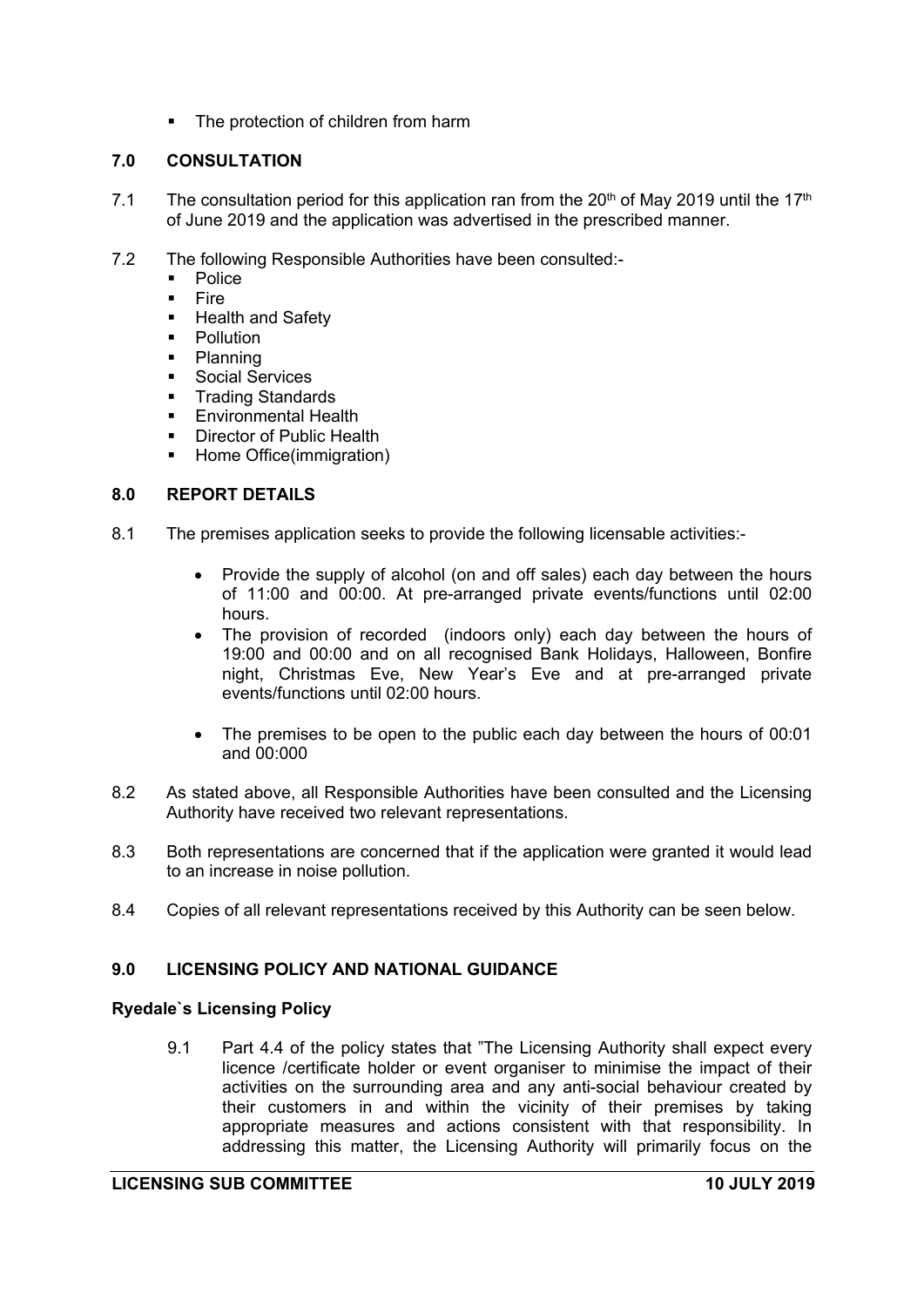- The protection of children from harm

## 7.0 CONSULTATION

7.1 The consultation period for this application ran from the 20th of May 2019 until the 17th of June 2019 and the application was advertised in the prescribed manner.

7.2 The following Responsible Authorities have been consulted:-

- Police
- Fire
- Health and Safety
- Pollution
- Planning
- Social Services
- Trading Standards
- Environmental Health
- Director of Public Health
- Home Office(immigration)

## 8.0 REPORT DETAILS

8.1 The premises application seeks to provide the following licensable activities:-

- Provide the supply of alcohol (on and off sales) each day between the hours of 11:00 and 00:00. At pre-arranged private events/functions until 02:00 hours.
- The provision of recorded  (indoors only) each day between the hours of 19:00 and 00:00 and on all recognised Bank Holidays, Halloween, Bonfire night, Christmas Eve, New Year's Eve and at pre-arranged private events/functions until 02:00 hours.
- The premises to be open to the public each day between the hours of 00:01 and 00:000

8.2 As stated above, all Responsible Authorities have been consulted and the Licensing Authority have received two relevant representations.

8.3 Both representations are concerned that if the application were granted it would lead to an increase in noise pollution.

8.4 Copies of all relevant representations received by this Authority can be seen below.

## 9.0 LICENSING POLICY AND NATIONAL GUIDANCE

### Ryedale`s Licensing Policy

9.1 Part 4.4 of the policy states that "The Licensing Authority shall expect every licence /certificate holder or event organiser to minimise the impact of their activities on the surrounding area and any anti-social behaviour created by their customers in and within the vicinity of their premises by taking appropriate measures and actions consistent with that responsibility. In addressing this matter, the Licensing Authority will primarily focus on the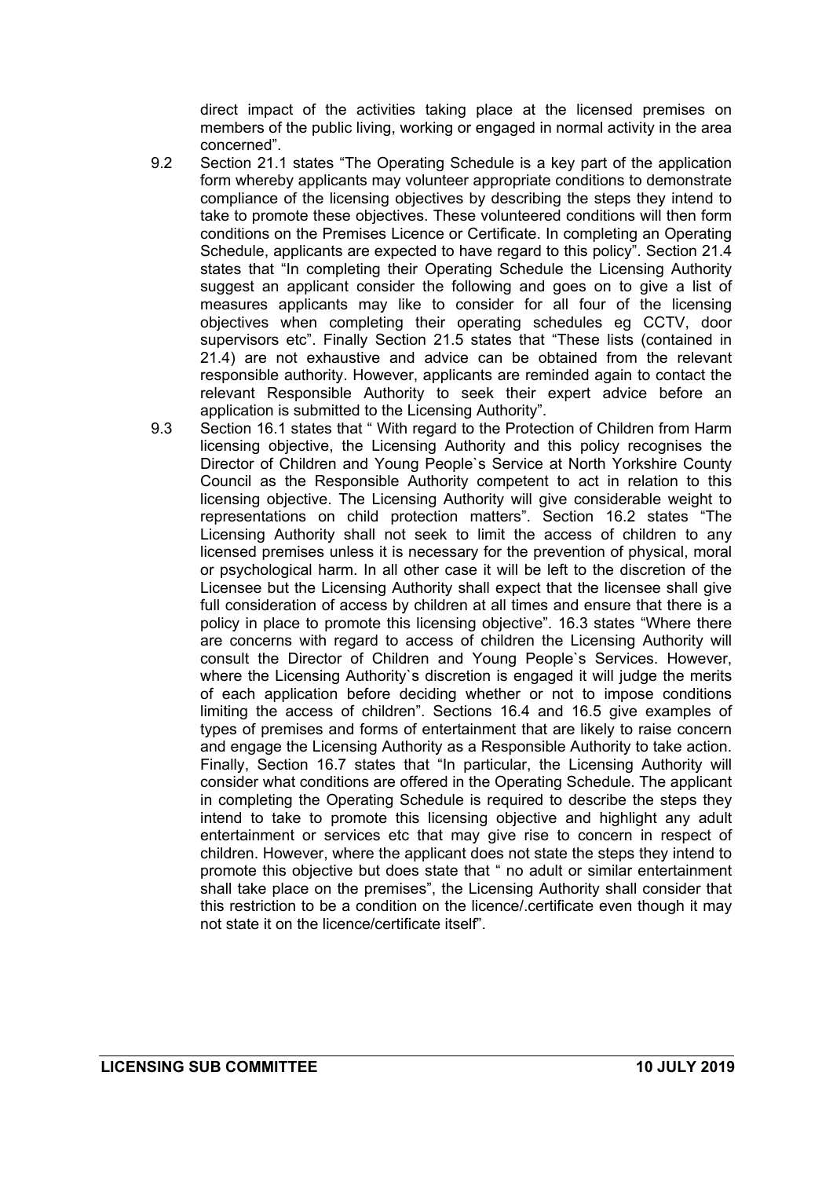direct impact of the activities taking place at the licensed premises on members of the public living, working or engaged in normal activity in the area concerned".

9.2 Section 21.1 states "The Operating Schedule is a key part of the application form whereby applicants may volunteer appropriate conditions to demonstrate compliance of the licensing objectives by describing the steps they intend to take to promote these objectives. These volunteered conditions will then form conditions on the Premises Licence or Certificate. In completing an Operating Schedule, applicants are expected to have regard to this policy". Section 21.4 states that "In completing their Operating Schedule the Licensing Authority suggest an applicant consider the following and goes on to give a list of measures applicants may like to consider for all four of the licensing objectives when completing their operating schedules eg CCTV, door supervisors etc". Finally Section 21.5 states that "These lists (contained in 21.4) are not exhaustive and advice can be obtained from the relevant responsible authority. However, applicants are reminded again to contact the relevant Responsible Authority to seek their expert advice before an application is submitted to the Licensing Authority".

9.3 Section 16.1 states that " With regard to the Protection of Children from Harm licensing objective, the Licensing Authority and this policy recognises the Director of Children and Young People`s Service at North Yorkshire County Council as the Responsible Authority competent to act in relation to this licensing objective. The Licensing Authority will give considerable weight to representations on child protection matters". Section 16.2 states "The Licensing Authority shall not seek to limit the access of children to any licensed premises unless it is necessary for the prevention of physical, moral or psychological harm. In all other case it will be left to the discretion of the Licensee but the Licensing Authority shall expect that the licensee shall give full consideration of access by children at all times and ensure that there is a policy in place to promote this licensing objective". 16.3 states "Where there are concerns with regard to access of children the Licensing Authority will consult the Director of Children and Young People`s Services. However, where the Licensing Authority`s discretion is engaged it will judge the merits of each application before deciding whether or not to impose conditions limiting the access of children". Sections 16.4 and 16.5 give examples of types of premises and forms of entertainment that are likely to raise concern and engage the Licensing Authority as a Responsible Authority to take action. Finally, Section 16.7 states that "In particular, the Licensing Authority will consider what conditions are offered in the Operating Schedule. The applicant in completing the Operating Schedule is required to describe the steps they intend to take to promote this licensing objective and highlight any adult entertainment or services etc that may give rise to concern in respect of children. However, where the applicant does not state the steps they intend to promote this objective but does state that " no adult or similar entertainment shall take place on the premises", the Licensing Authority shall consider that this restriction to be a condition on the licence/.certificate even though it may not state it on the licence/certificate itself".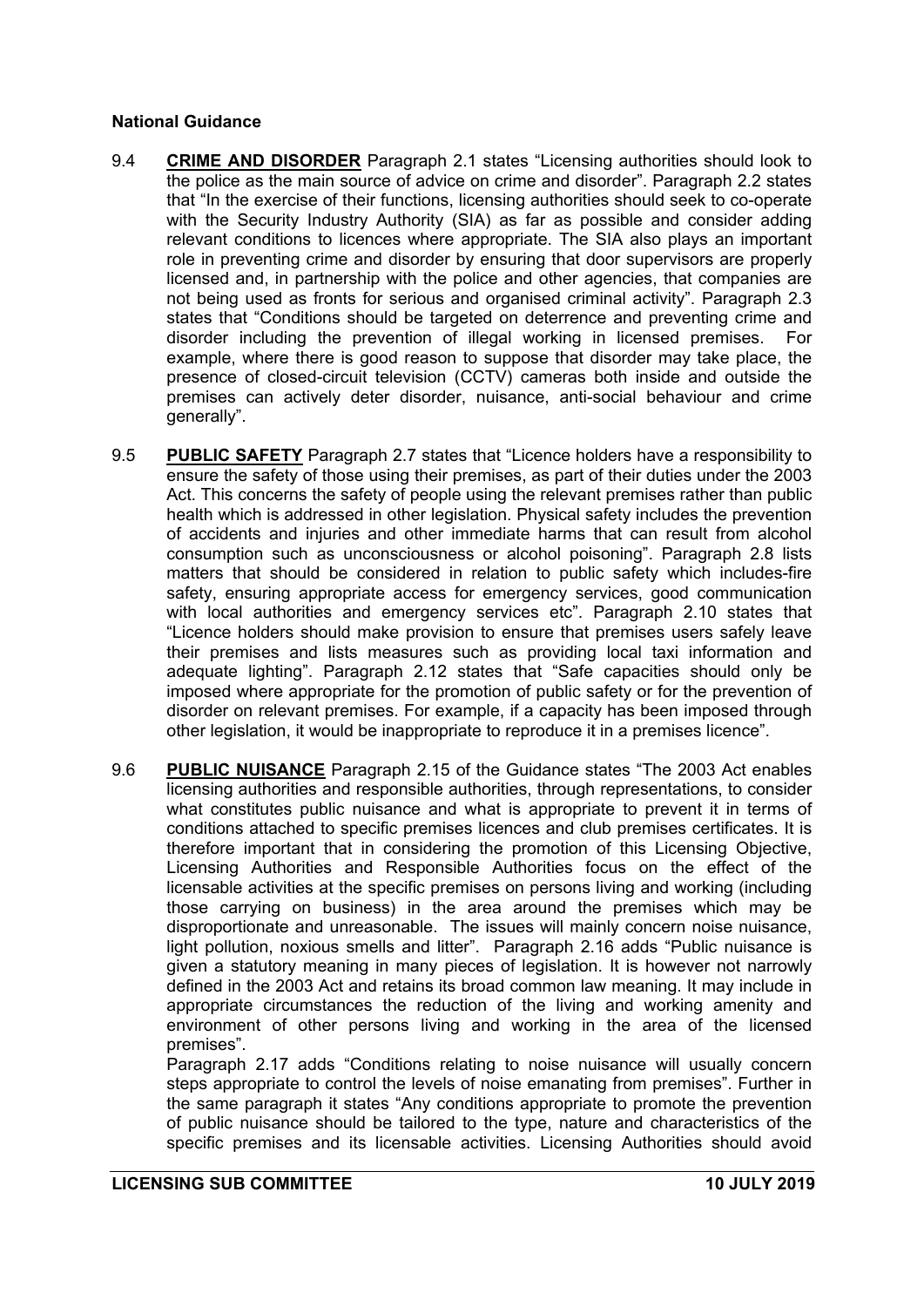**National Guidance**

9.4 **CRIME AND DISORDER** Paragraph 2.1 states "Licensing authorities should look to the police as the main source of advice on crime and disorder". Paragraph 2.2 states that "In the exercise of their functions, licensing authorities should seek to co-operate with the Security Industry Authority (SIA) as far as possible and consider adding relevant conditions to licences where appropriate. The SIA also plays an important role in preventing crime and disorder by ensuring that door supervisors are properly licensed and, in partnership with the police and other agencies, that companies are not being used as fronts for serious and organised criminal activity". Paragraph 2.3 states that "Conditions should be targeted on deterrence and preventing crime and disorder including the prevention of illegal working in licensed premises. For example, where there is good reason to suppose that disorder may take place, the presence of closed-circuit television (CCTV) cameras both inside and outside the premises can actively deter disorder, nuisance, anti-social behaviour and crime generally".

9.5 **PUBLIC SAFETY** Paragraph 2.7 states that "Licence holders have a responsibility to ensure the safety of those using their premises, as part of their duties under the 2003 Act. This concerns the safety of people using the relevant premises rather than public health which is addressed in other legislation. Physical safety includes the prevention of accidents and injuries and other immediate harms that can result from alcohol consumption such as unconsciousness or alcohol poisoning". Paragraph 2.8 lists matters that should be considered in relation to public safety which includes-fire safety, ensuring appropriate access for emergency services, good communication with local authorities and emergency services etc". Paragraph 2.10 states that "Licence holders should make provision to ensure that premises users safely leave their premises and lists measures such as providing local taxi information and adequate lighting". Paragraph 2.12 states that "Safe capacities should only be imposed where appropriate for the promotion of public safety or for the prevention of disorder on relevant premises. For example, if a capacity has been imposed through other legislation, it would be inappropriate to reproduce it in a premises licence".

9.6 **PUBLIC NUISANCE** Paragraph 2.15 of the Guidance states "The 2003 Act enables licensing authorities and responsible authorities, through representations, to consider what constitutes public nuisance and what is appropriate to prevent it in terms of conditions attached to specific premises licences and club premises certificates. It is therefore important that in considering the promotion of this Licensing Objective, Licensing Authorities and Responsible Authorities focus on the effect of the licensable activities at the specific premises on persons living and working (including those carrying on business) in the area around the premises which may be disproportionate and unreasonable. The issues will mainly concern noise nuisance, light pollution, noxious smells and litter". Paragraph 2.16 adds "Public nuisance is given a statutory meaning in many pieces of legislation. It is however not narrowly defined in the 2003 Act and retains its broad common law meaning. It may include in appropriate circumstances the reduction of the living and working amenity and environment of other persons living and working in the area of the licensed premises".

Paragraph 2.17 adds "Conditions relating to noise nuisance will usually concern steps appropriate to control the levels of noise emanating from premises". Further in the same paragraph it states "Any conditions appropriate to promote the prevention of public nuisance should be tailored to the type, nature and characteristics of the specific premises and its licensable activities. Licensing Authorities should avoid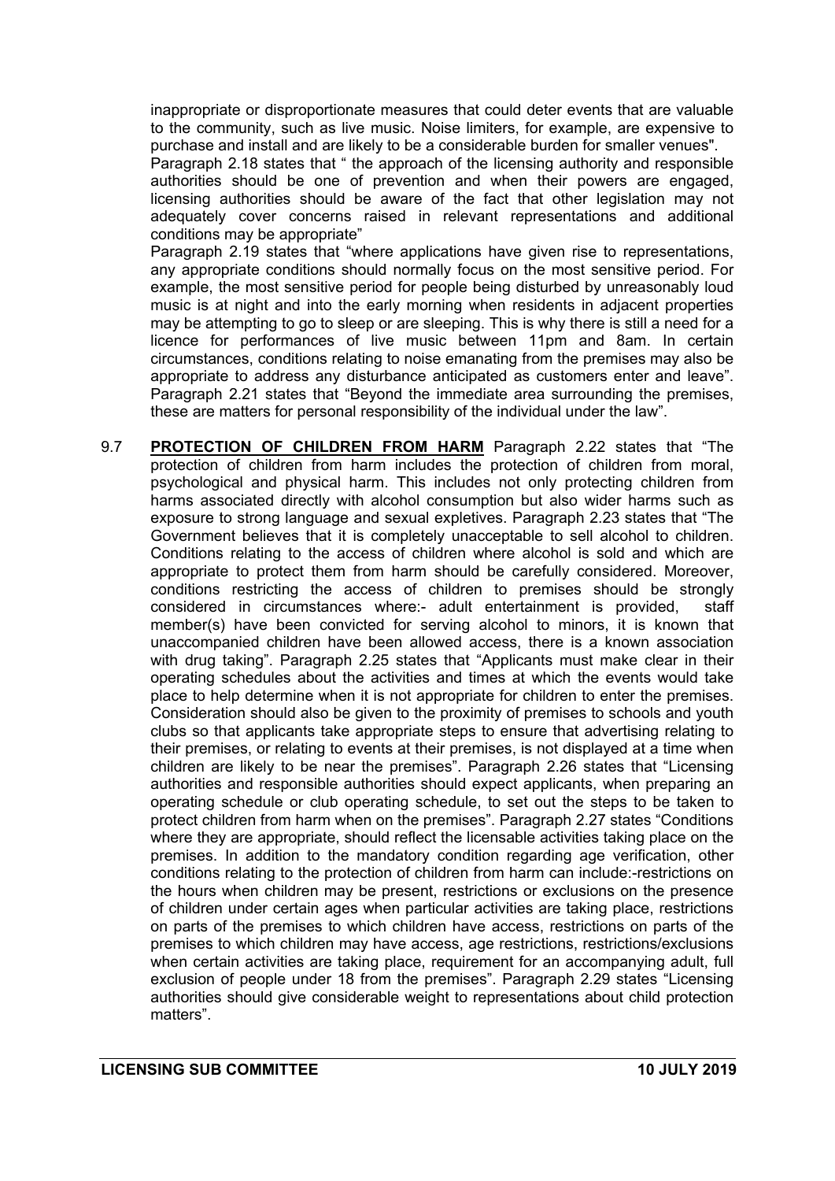inappropriate or disproportionate measures that could deter events that are valuable to the community, such as live music. Noise limiters, for example, are expensive to purchase and install and are likely to be a considerable burden for smaller venues".

Paragraph 2.18 states that " the approach of the licensing authority and responsible authorities should be one of prevention and when their powers are engaged, licensing authorities should be aware of the fact that other legislation may not adequately cover concerns raised in relevant representations and additional conditions may be appropriate"

Paragraph 2.19 states that "where applications have given rise to representations, any appropriate conditions should normally focus on the most sensitive period. For example, the most sensitive period for people being disturbed by unreasonably loud music is at night and into the early morning when residents in adjacent properties may be attempting to go to sleep or are sleeping. This is why there is still a need for a licence for performances of live music between 11pm and 8am. In certain circumstances, conditions relating to noise emanating from the premises may also be appropriate to address any disturbance anticipated as customers enter and leave".

Paragraph 2.21 states that "Beyond the immediate area surrounding the premises, these are matters for personal responsibility of the individual under the law".

9.7 **PROTECTION OF CHILDREN FROM HARM** Paragraph 2.22 states that "The protection of children from harm includes the protection of children from moral, psychological and physical harm. This includes not only protecting children from harms associated directly with alcohol consumption but also wider harms such as exposure to strong language and sexual expletives. Paragraph 2.23 states that "The Government believes that it is completely unacceptable to sell alcohol to children. Conditions relating to the access of children where alcohol is sold and which are appropriate to protect them from harm should be carefully considered. Moreover, conditions restricting the access of children to premises should be strongly considered in circumstances where:- adult entertainment is provided, staff member(s) have been convicted for serving alcohol to minors, it is known that unaccompanied children have been allowed access, there is a known association with drug taking". Paragraph 2.25 states that "Applicants must make clear in their operating schedules about the activities and times at which the events would take place to help determine when it is not appropriate for children to enter the premises. Consideration should also be given to the proximity of premises to schools and youth clubs so that applicants take appropriate steps to ensure that advertising relating to their premises, or relating to events at their premises, is not displayed at a time when children are likely to be near the premises". Paragraph 2.26 states that "Licensing authorities and responsible authorities should expect applicants, when preparing an operating schedule or club operating schedule, to set out the steps to be taken to protect children from harm when on the premises". Paragraph 2.27 states "Conditions where they are appropriate, should reflect the licensable activities taking place on the premises. In addition to the mandatory condition regarding age verification, other conditions relating to the protection of children from harm can include:-restrictions on the hours when children may be present, restrictions or exclusions on the presence of children under certain ages when particular activities are taking place, restrictions on parts of the premises to which children have access, restrictions on parts of the premises to which children may have access, age restrictions, restrictions/exclusions when certain activities are taking place, requirement for an accompanying adult, full exclusion of people under 18 from the premises". Paragraph 2.29 states "Licensing authorities should give considerable weight to representations about child protection matters".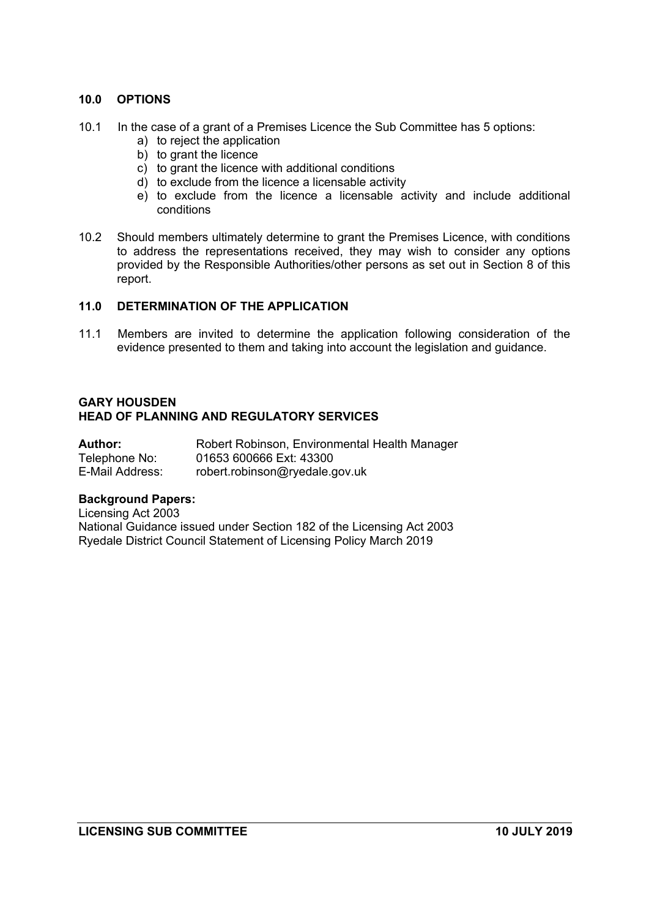## 10.0 OPTIONS

10.1 In the case of a grant of a Premises Licence the Sub Committee has 5 options:

a) to reject the application
b) to grant the licence
c) to grant the licence with additional conditions
d) to exclude from the licence a licensable activity
e) to exclude from the licence a licensable activity and include additional conditions

10.2 Should members ultimately determine to grant the Premises Licence, with conditions to address the representations received, they may wish to consider any options provided by the Responsible Authorities/other persons as set out in Section 8 of this report.

## 11.0 DETERMINATION OF THE APPLICATION

11.1 Members are invited to determine the application following consideration of the evidence presented to them and taking into account the legislation and guidance.

**GARY HOUSDEN**
**HEAD OF PLANNING AND REGULATORY SERVICES**

| | |
|---|---|
| **Author:** | Robert Robinson, Environmental Health Manager |
| Telephone No: | 01653 600666 Ext: 43300 |
| E-Mail Address: | robert.robinson@ryedale.gov.uk |

**Background Papers:**
Licensing Act 2003
National Guidance issued under Section 182 of the Licensing Act 2003
Ryedale District Council Statement of Licensing Policy March 2019